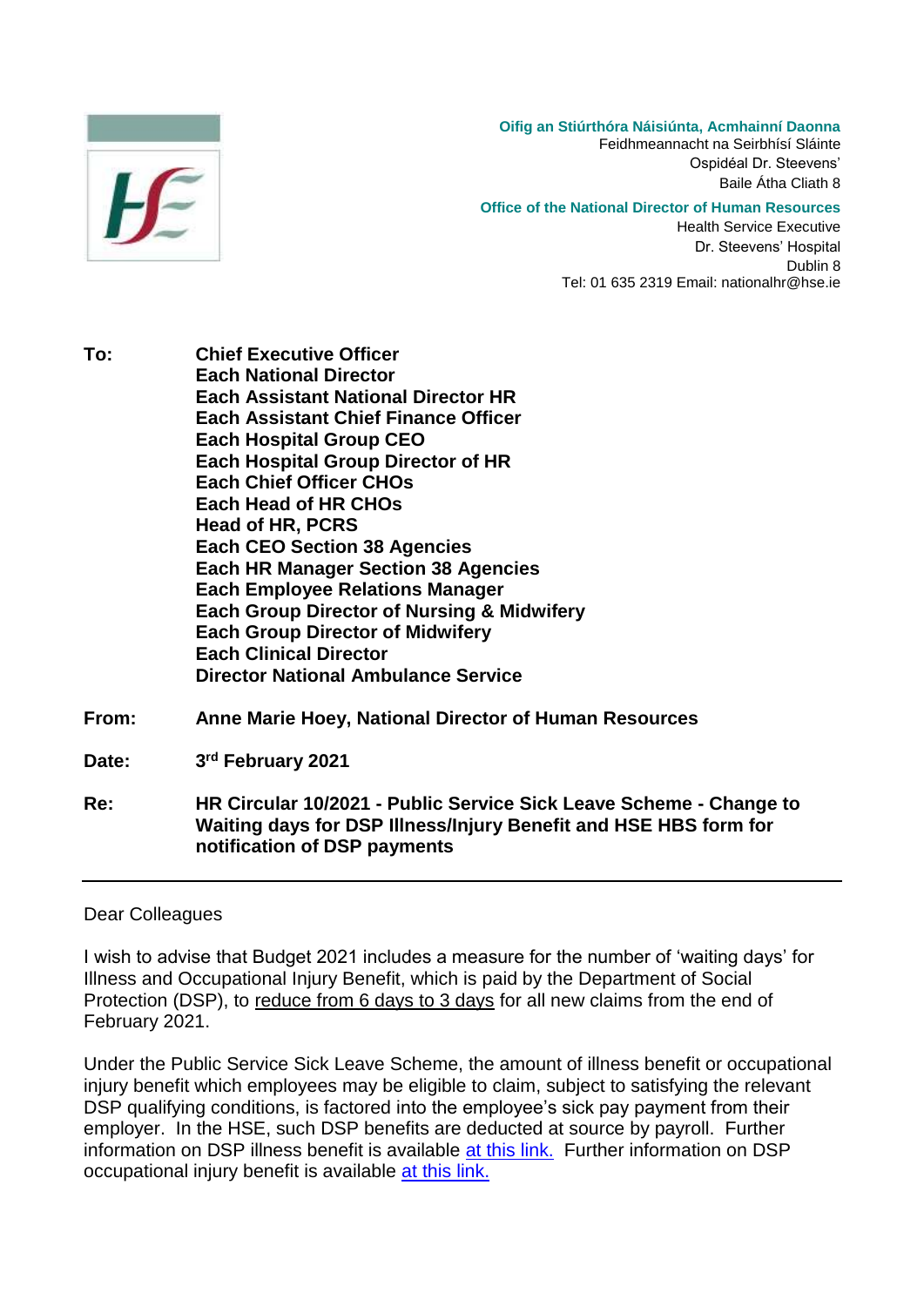Oifig an Stiúrthóra Náisiúnta, Acmhainní Daonna
Feidhmeannacht na Seirbhísí Sláinte
Ospidéal Dr. Steevens'
Baile Átha Cliath 8

Office of the National Director of Human Resources
Health Service Executive
Dr. Steevens' Hospital
Dublin 8
Tel: 01 635 2319 Email: nationalhr@hse.ie

**To:** **Chief Executive Officer**
**Each National Director**
**Each Assistant National Director HR**
**Each Assistant Chief Finance Officer**
**Each Hospital Group CEO**
**Each Hospital Group Director of HR**
**Each Chief Officer CHOs**
**Each Head of HR CHOs**
**Head of HR, PCRS**
**Each CEO Section 38 Agencies**
**Each HR Manager Section 38 Agencies**
**Each Employee Relations Manager**
**Each Group Director of Nursing & Midwifery**
**Each Group Director of Midwifery**
**Each Clinical Director**
**Director National Ambulance Service**

**From:** **Anne Marie Hoey, National Director of Human Resources**

**Date:** **3rd February 2021**

**Re:** **HR Circular 10/2021 - Public Service Sick Leave Scheme - Change to Waiting days for DSP Illness/Injury Benefit and HSE HBS form for notification of DSP payments**

---

Dear Colleagues

I wish to advise that Budget 2021 includes a measure for the number of 'waiting days' for Illness and Occupational Injury Benefit, which is paid by the Department of Social Protection (DSP), to reduce from 6 days to 3 days for all new claims from the end of February 2021.

Under the Public Service Sick Leave Scheme, the amount of illness benefit or occupational injury benefit which employees may be eligible to claim, subject to satisfying the relevant DSP qualifying conditions, is factored into the employee's sick pay payment from their employer. In the HSE, such DSP benefits are deducted at source by payroll. Further information on DSP illness benefit is available at this link. Further information on DSP occupational injury benefit is available at this link.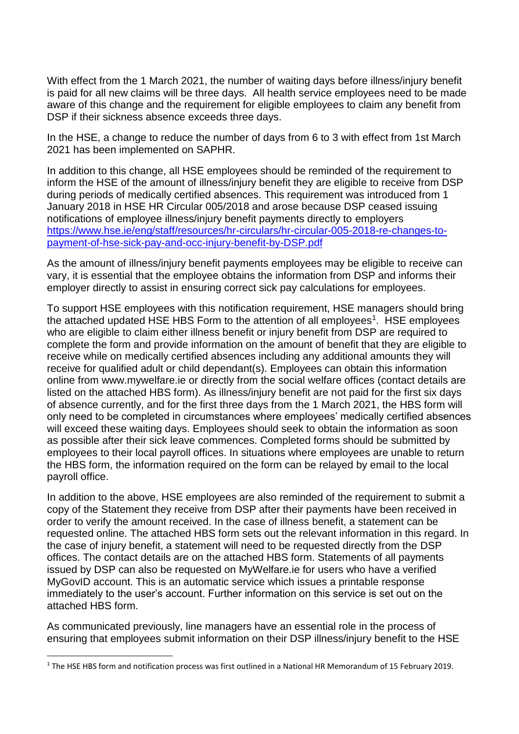With effect from the 1 March 2021, the number of waiting days before illness/injury benefit is paid for all new claims will be three days. All health service employees need to be made aware of this change and the requirement for eligible employees to claim any benefit from DSP if their sickness absence exceeds three days.

In the HSE, a change to reduce the number of days from 6 to 3 with effect from 1st March 2021 has been implemented on SAPHR.

In addition to this change, all HSE employees should be reminded of the requirement to inform the HSE of the amount of illness/injury benefit they are eligible to receive from DSP during periods of medically certified absences. This requirement was introduced from 1 January 2018 in HSE HR Circular 005/2018 and arose because DSP ceased issuing notifications of employee illness/injury benefit payments directly to employers https://www.hse.ie/eng/staff/resources/hr-circulars/hr-circular-005-2018-re-changes-to-payment-of-hse-sick-pay-and-occ-injury-benefit-by-DSP.pdf

As the amount of illness/injury benefit payments employees may be eligible to receive can vary, it is essential that the employee obtains the information from DSP and informs their employer directly to assist in ensuring correct sick pay calculations for employees.

To support HSE employees with this notification requirement, HSE managers should bring the attached updated HSE HBS Form to the attention of all employees[1]. HSE employees who are eligible to claim either illness benefit or injury benefit from DSP are required to complete the form and provide information on the amount of benefit that they are eligible to receive while on medically certified absences including any additional amounts they will receive for qualified adult or child dependant(s). Employees can obtain this information online from www.mywelfare.ie or directly from the social welfare offices (contact details are listed on the attached HBS form). As illness/injury benefit are not paid for the first six days of absence currently, and for the first three days from the 1 March 2021, the HBS form will only need to be completed in circumstances where employees' medically certified absences will exceed these waiting days. Employees should seek to obtain the information as soon as possible after their sick leave commences. Completed forms should be submitted by employees to their local payroll offices. In situations where employees are unable to return the HBS form, the information required on the form can be relayed by email to the local payroll office.

In addition to the above, HSE employees are also reminded of the requirement to submit a copy of the Statement they receive from DSP after their payments have been received in order to verify the amount received. In the case of illness benefit, a statement can be requested online. The attached HBS form sets out the relevant information in this regard. In the case of injury benefit, a statement will need to be requested directly from the DSP offices. The contact details are on the attached HBS form. Statements of all payments issued by DSP can also be requested on MyWelfare.ie for users who have a verified MyGovID account. This is an automatic service which issues a printable response immediately to the user's account. Further information on this service is set out on the attached HBS form.

As communicated previously, line managers have an essential role in the process of ensuring that employees submit information on their DSP illness/injury benefit to the HSE

---

[1] The HSE HBS form and notification process was first outlined in a National HR Memorandum of 15 February 2019.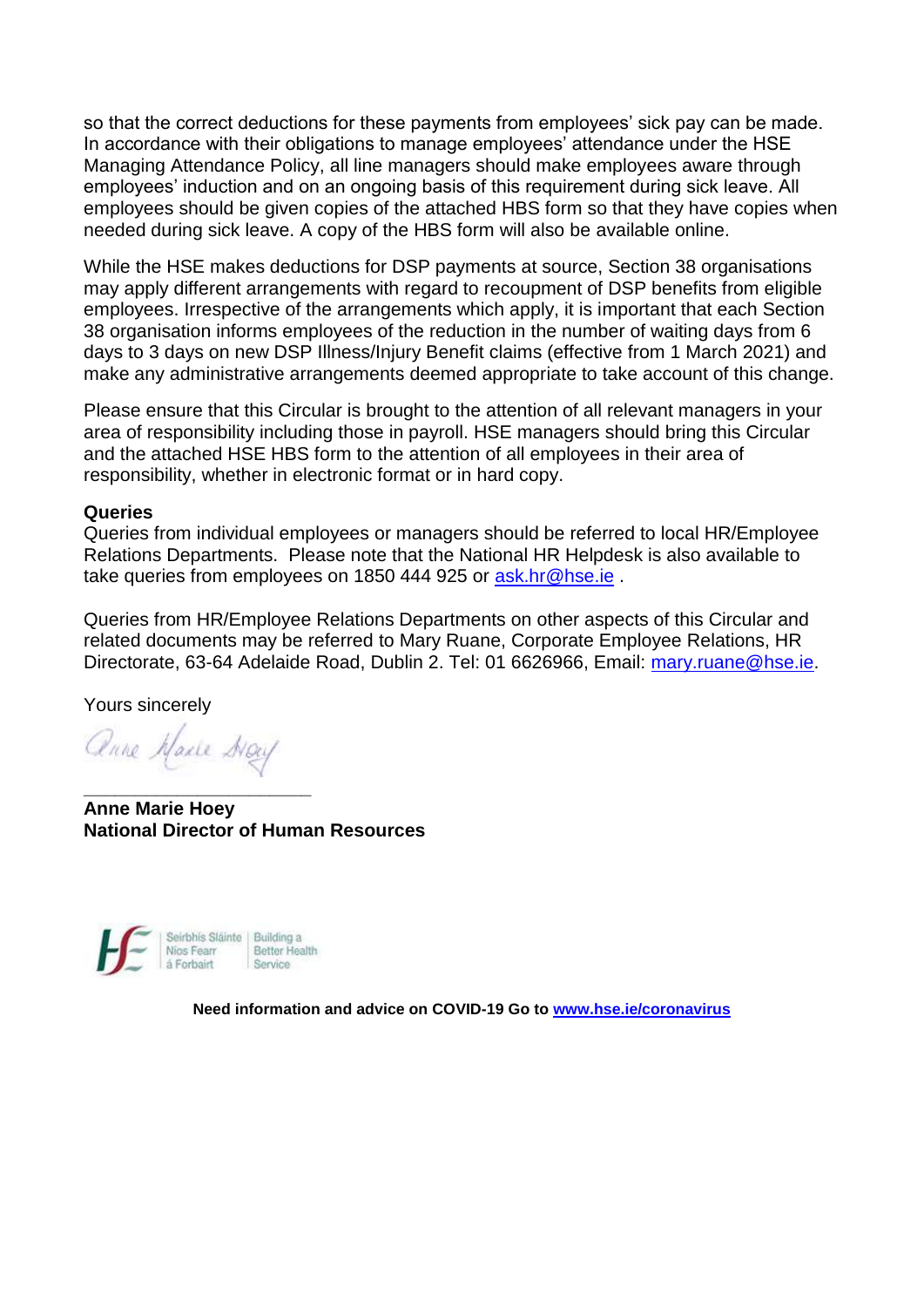so that the correct deductions for these payments from employees' sick pay can be made. In accordance with their obligations to manage employees' attendance under the HSE Managing Attendance Policy, all line managers should make employees aware through employees' induction and on an ongoing basis of this requirement during sick leave. All employees should be given copies of the attached HBS form so that they have copies when needed during sick leave. A copy of the HBS form will also be available online.

While the HSE makes deductions for DSP payments at source, Section 38 organisations may apply different arrangements with regard to recoupment of DSP benefits from eligible employees. Irrespective of the arrangements which apply, it is important that each Section 38 organisation informs employees of the reduction in the number of waiting days from 6 days to 3 days on new DSP Illness/Injury Benefit claims (effective from 1 March 2021) and make any administrative arrangements deemed appropriate to take account of this change.

Please ensure that this Circular is brought to the attention of all relevant managers in your area of responsibility including those in payroll. HSE managers should bring this Circular and the attached HSE HBS form to the attention of all employees in their area of responsibility, whether in electronic format or in hard copy.

**Queries**

Queries from individual employees or managers should be referred to local HR/Employee Relations Departments. Please note that the National HR Helpdesk is also available to take queries from employees on 1850 444 925 or ask.hr@hse.ie .

Queries from HR/Employee Relations Departments on other aspects of this Circular and related documents may be referred to Mary Ruane, Corporate Employee Relations, HR Directorate, 63-64 Adelaide Road, Dublin 2. Tel: 01 6626966, Email: mary.ruane@hse.ie.

Yours sincerely

Anne Marie Hoey

**Anne Marie Hoey**
**National Director of Human Resources**

Seirbhís Sláinte Níos Fearr á Forbairt | Building a Better Health Service

**Need information and advice on COVID-19 Go to www.hse.ie/coronavirus**